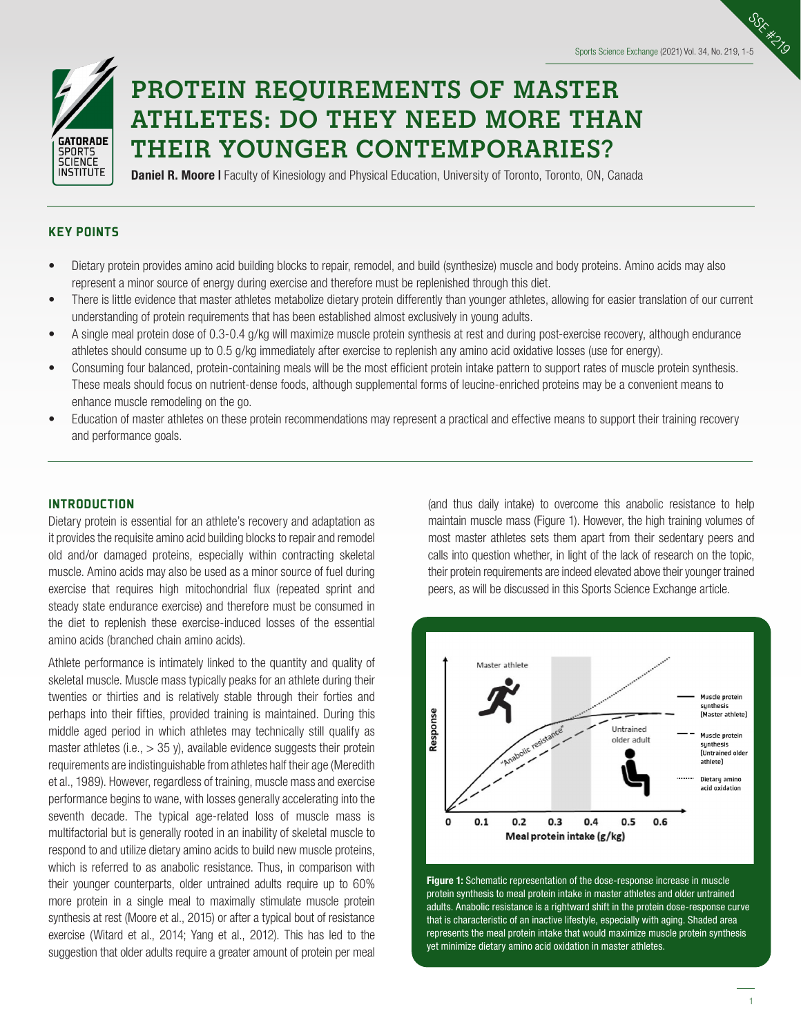# PROTEIN REQUIREMENTS OF MASTER ATHLETES: DO THEY NEED MORE THAN THEIR YOUNGER CONTEMPORARIES?

**Daniel R. Moore |** Faculty of Kinesiology and Physical Education, University of Toronto, Toronto, ON, Canada

## KEY POINTS

- Dietary protein provides amino acid building blocks to repair, remodel, and build (synthesize) muscle and body proteins. Amino acids may also represent a minor source of energy during exercise and therefore must be replenished through this diet.
- There is little evidence that master athletes metabolize dietary protein differently than younger athletes, allowing for easier translation of our current understanding of protein requirements that has been established almost exclusively in young adults.
- A single meal protein dose of 0.3-0.4 g/kg will maximize muscle protein synthesis at rest and during post-exercise recovery, although endurance athletes should consume up to 0.5 g/kg immediately after exercise to replenish any amino acid oxidative losses (use for energy).
- Consuming four balanced, protein-containing meals will be the most efficient protein intake pattern to support rates of muscle protein synthesis. These meals should focus on nutrient-dense foods, although supplemental forms of leucine-enriched proteins may be a convenient means to enhance muscle remodeling on the go.
- Education of master athletes on these protein recommendations may represent a practical and effective means to support their training recovery and performance goals.

## INTRODUCTION

Dietary protein is essential for an athlete's recovery and adaptation as it provides the requisite amino acid building blocks to repair and remodel old and/or damaged proteins, especially within contracting skeletal muscle. Amino acids may also be used as a minor source of fuel during exercise that requires high mitochondrial flux (repeated sprint and steady state endurance exercise) and therefore must be consumed in the diet to replenish these exercise-induced losses of the essential amino acids (branched chain amino acids).

Athlete performance is intimately linked to the quantity and quality of skeletal muscle. Muscle mass typically peaks for an athlete during their twenties or thirties and is relatively stable through their forties and perhaps into their fifties, provided training is maintained. During this middle aged period in which athletes may technically still qualify as master athletes (i.e., > 35 y), available evidence suggests their protein requirements are indistinguishable from athletes half their age (Meredith et al., 1989). However, regardless of training, muscle mass and exercise performance begins to wane, with losses generally accelerating into the seventh decade. The typical age-related loss of muscle mass is multifactorial but is generally rooted in an inability of skeletal muscle to respond to and utilize dietary amino acids to build new muscle proteins, which is referred to as anabolic resistance. Thus, in comparison with their younger counterparts, older untrained adults require up to 60% more protein in a single meal to maximally stimulate muscle protein synthesis at rest (Moore et al., 2015) or after a typical bout of resistance exercise (Witard et al., 2014; Yang et al., 2012). This has led to the suggestion that older adults require a greater amount of protein per meal (and thus daily intake) to overcome this anabolic resistance to help maintain muscle mass (Figure 1). However, the high training volumes of most master athletes sets them apart from their sedentary peers and calls into question whether, in light of the lack of research on the topic, their protein requirements are indeed elevated above their younger trained peers, as will be discussed in this Sports Science Exchange article.

**Figure 1:** Schematic representation of the dose-response increase in muscle protein synthesis to meal protein intake in master athletes and older untrained adults. Anabolic resistance is a rightward shift in the protein dose-response curve that is characteristic of an inactive lifestyle, especially with aging. Shaded area represents the meal protein intake that would maximize muscle protein synthesis yet minimize dietary amino acid oxidation in master athletes.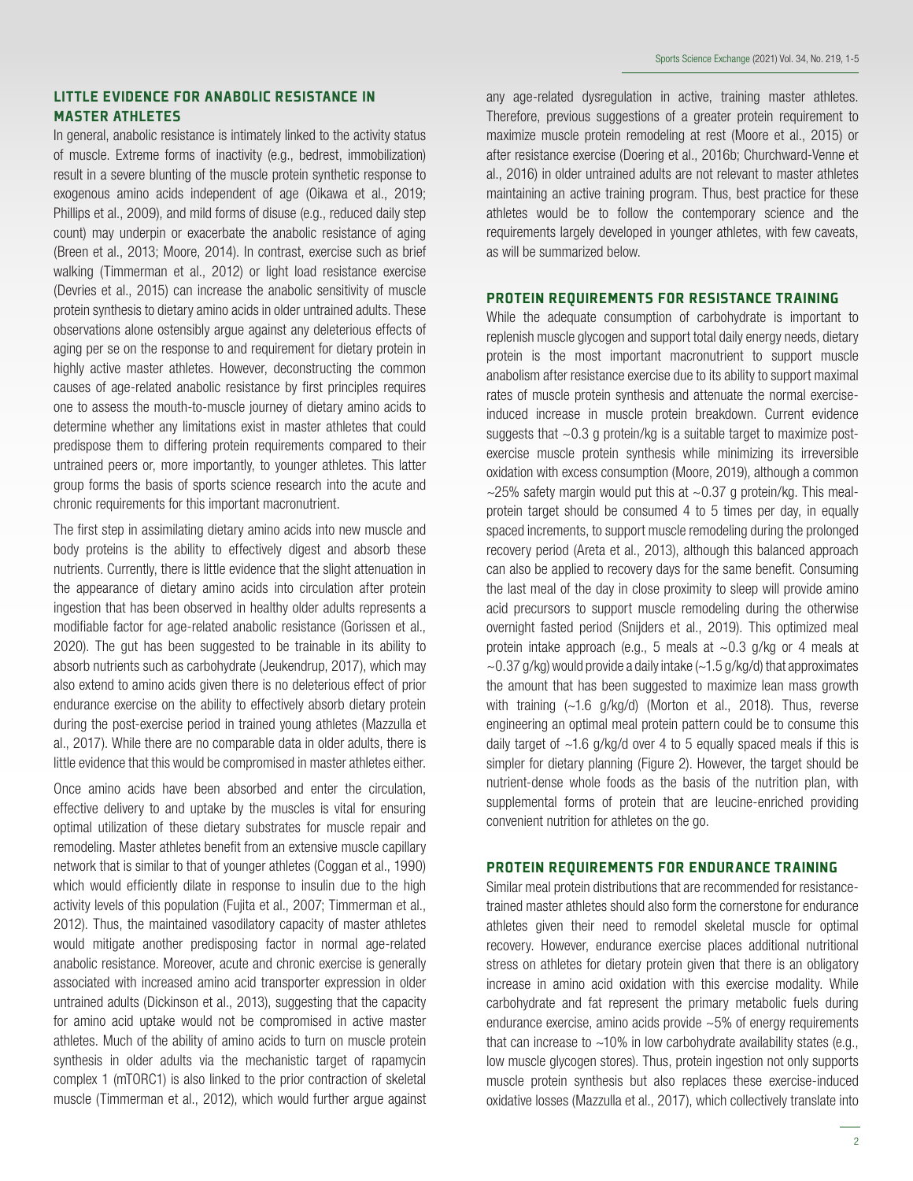## LITTLE EVIDENCE FOR ANABOLIC RESISTANCE IN MASTER ATHLETES

In general, anabolic resistance is intimately linked to the activity status of muscle. Extreme forms of inactivity (e.g., bedrest, immobilization) result in a severe blunting of the muscle protein synthetic response to exogenous amino acids independent of age (Oikawa et al., 2019; Phillips et al., 2009), and mild forms of disuse (e.g., reduced daily step count) may underpin or exacerbate the anabolic resistance of aging (Breen et al., 2013; Moore, 2014). In contrast, exercise such as brief walking (Timmerman et al., 2012) or light load resistance exercise (Devries et al., 2015) can increase the anabolic sensitivity of muscle protein synthesis to dietary amino acids in older untrained adults. These observations alone ostensibly argue against any deleterious effects of aging per se on the response to and requirement for dietary protein in highly active master athletes. However, deconstructing the common causes of age-related anabolic resistance by first principles requires one to assess the mouth-to-muscle journey of dietary amino acids to determine whether any limitations exist in master athletes that could predispose them to differing protein requirements compared to their untrained peers or, more importantly, to younger athletes. This latter group forms the basis of sports science research into the acute and chronic requirements for this important macronutrient.

The first step in assimilating dietary amino acids into new muscle and body proteins is the ability to effectively digest and absorb these nutrients. Currently, there is little evidence that the slight attenuation in the appearance of dietary amino acids into circulation after protein ingestion that has been observed in healthy older adults represents a modifiable factor for age-related anabolic resistance (Gorissen et al., 2020). The gut has been suggested to be trainable in its ability to absorb nutrients such as carbohydrate (Jeukendrup, 2017), which may also extend to amino acids given there is no deleterious effect of prior endurance exercise on the ability to effectively absorb dietary protein during the post-exercise period in trained young athletes (Mazzulla et al., 2017). While there are no comparable data in older adults, there is little evidence that this would be compromised in master athletes either.

Once amino acids have been absorbed and enter the circulation, effective delivery to and uptake by the muscles is vital for ensuring optimal utilization of these dietary substrates for muscle repair and remodeling. Master athletes benefit from an extensive muscle capillary network that is similar to that of younger athletes (Coggan et al., 1990) which would efficiently dilate in response to insulin due to the high activity levels of this population (Fujita et al., 2007; Timmerman et al., 2012). Thus, the maintained vasodilatory capacity of master athletes would mitigate another predisposing factor in normal age-related anabolic resistance. Moreover, acute and chronic exercise is generally associated with increased amino acid transporter expression in older untrained adults (Dickinson et al., 2013), suggesting that the capacity for amino acid uptake would not be compromised in active master athletes. Much of the ability of amino acids to turn on muscle protein synthesis in older adults via the mechanistic target of rapamycin complex 1 (mTORC1) is also linked to the prior contraction of skeletal muscle (Timmerman et al., 2012), which would further argue against any age-related dysregulation in active, training master athletes. Therefore, previous suggestions of a greater protein requirement to maximize muscle protein remodeling at rest (Moore et al., 2015) or after resistance exercise (Doering et al., 2016b; Churchward-Venne et al., 2016) in older untrained adults are not relevant to master athletes maintaining an active training program. Thus, best practice for these athletes would be to follow the contemporary science and the requirements largely developed in younger athletes, with few caveats, as will be summarized below.

## PROTEIN REQUIREMENTS FOR RESISTANCE TRAINING

While the adequate consumption of carbohydrate is important to replenish muscle glycogen and support total daily energy needs, dietary protein is the most important macronutrient to support muscle anabolism after resistance exercise due to its ability to support maximal rates of muscle protein synthesis and attenuate the normal exercise-induced increase in muscle protein breakdown. Current evidence suggests that ~0.3 g protein/kg is a suitable target to maximize post-exercise muscle protein synthesis while minimizing its irreversible oxidation with excess consumption (Moore, 2019), although a common ~25% safety margin would put this at ~0.37 g protein/kg. This meal-protein target should be consumed 4 to 5 times per day, in equally spaced increments, to support muscle remodeling during the prolonged recovery period (Areta et al., 2013), although this balanced approach can also be applied to recovery days for the same benefit. Consuming the last meal of the day in close proximity to sleep will provide amino acid precursors to support muscle remodeling during the otherwise overnight fasted period (Snijders et al., 2019). This optimized meal protein intake approach (e.g., 5 meals at ~0.3 g/kg or 4 meals at ~0.37 g/kg) would provide a daily intake (~1.5 g/kg/d) that approximates the amount that has been suggested to maximize lean mass growth with training (~1.6 g/kg/d) (Morton et al., 2018). Thus, reverse engineering an optimal meal protein pattern could be to consume this daily target of ~1.6 g/kg/d over 4 to 5 equally spaced meals if this is simpler for dietary planning (Figure 2). However, the target should be nutrient-dense whole foods as the basis of the nutrition plan, with supplemental forms of protein that are leucine-enriched providing convenient nutrition for athletes on the go.

## PROTEIN REQUIREMENTS FOR ENDURANCE TRAINING

Similar meal protein distributions that are recommended for resistance-trained master athletes should also form the cornerstone for endurance athletes given their need to remodel skeletal muscle for optimal recovery. However, endurance exercise places additional nutritional stress on athletes for dietary protein given that there is an obligatory increase in amino acid oxidation with this exercise modality. While carbohydrate and fat represent the primary metabolic fuels during endurance exercise, amino acids provide ~5% of energy requirements that can increase to ~10% in low carbohydrate availability states (e.g., low muscle glycogen stores). Thus, protein ingestion not only supports muscle protein synthesis but also replaces these exercise-induced oxidative losses (Mazzulla et al., 2017), which collectively translate into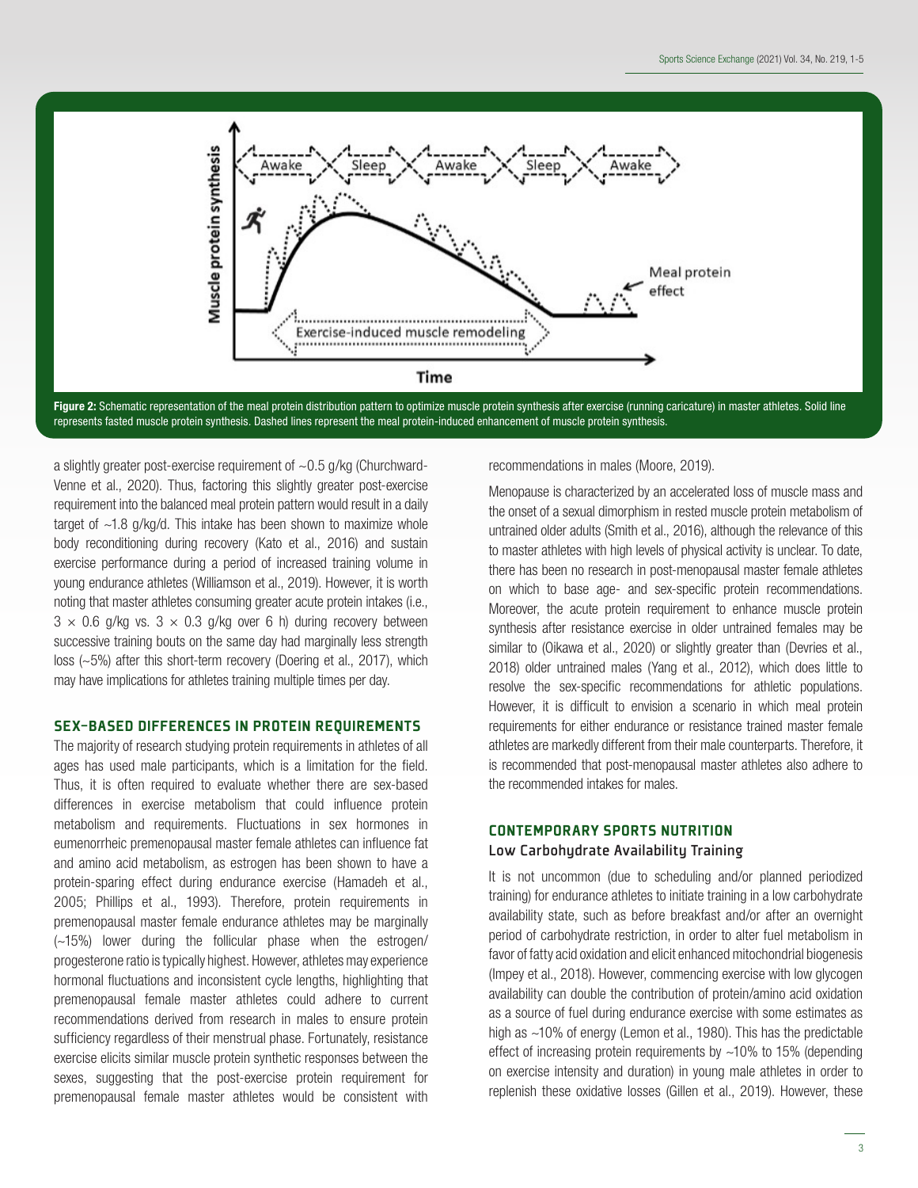**Figure 2:** Schematic representation of the meal protein distribution pattern to optimize muscle protein synthesis after exercise (running caricature) in master athletes. Solid line represents fasted muscle protein synthesis. Dashed lines represent the meal protein-induced enhancement of muscle protein synthesis.

a slightly greater post-exercise requirement of ~0.5 g/kg (Churchward-Venne et al., 2020). Thus, factoring this slightly greater post-exercise requirement into the balanced meal protein pattern would result in a daily target of ~1.8 g/kg/d. This intake has been shown to maximize whole body reconditioning during recovery (Kato et al., 2016) and sustain exercise performance during a period of increased training volume in young endurance athletes (Williamson et al., 2019). However, it is worth noting that master athletes consuming greater acute protein intakes (i.e., $3 \times 0.6$ g/kg vs. $3 \times 0.3$ g/kg over 6 h) during recovery between successive training bouts on the same day had marginally less strength loss (~5%) after this short-term recovery (Doering et al., 2017), which may have implications for athletes training multiple times per day.

## SEX-BASED DIFFERENCES IN PROTEIN REQUIREMENTS

The majority of research studying protein requirements in athletes of all ages has used male participants, which is a limitation for the field. Thus, it is often required to evaluate whether there are sex-based differences in exercise metabolism that could influence protein metabolism and requirements. Fluctuations in sex hormones in eumenorrheic premenopausal master female athletes can influence fat and amino acid metabolism, as estrogen has been shown to have a protein-sparing effect during endurance exercise (Hamadeh et al., 2005; Phillips et al., 1993). Therefore, protein requirements in premenopausal master female endurance athletes may be marginally (~15%) lower during the follicular phase when the estrogen/progesterone ratio is typically highest. However, athletes may experience hormonal fluctuations and inconsistent cycle lengths, highlighting that premenopausal female master athletes could adhere to current recommendations derived from research in males to ensure protein sufficiency regardless of their menstrual phase. Fortunately, resistance exercise elicits similar muscle protein synthetic responses between the sexes, suggesting that the post-exercise protein requirement for premenopausal female master athletes would be consistent with recommendations in males (Moore, 2019).

Menopause is characterized by an accelerated loss of muscle mass and the onset of a sexual dimorphism in rested muscle protein metabolism of untrained older adults (Smith et al., 2016), although the relevance of this to master athletes with high levels of physical activity is unclear. To date, there has been no research in post-menopausal master female athletes on which to base age- and sex-specific protein recommendations. Moreover, the acute protein requirement to enhance muscle protein synthesis after resistance exercise in older untrained females may be similar to (Oikawa et al., 2020) or slightly greater than (Devries et al., 2018) older untrained males (Yang et al., 2012), which does little to resolve the sex-specific recommendations for athletic populations. However, it is difficult to envision a scenario in which meal protein requirements for either endurance or resistance trained master female athletes are markedly different from their male counterparts. Therefore, it is recommended that post-menopausal master athletes also adhere to the recommended intakes for males.

## CONTEMPORARY SPORTS NUTRITION

### Low Carbohydrate Availability Training

It is not uncommon (due to scheduling and/or planned periodized training) for endurance athletes to initiate training in a low carbohydrate availability state, such as before breakfast and/or after an overnight period of carbohydrate restriction, in order to alter fuel metabolism in favor of fatty acid oxidation and elicit enhanced mitochondrial biogenesis (Impey et al., 2018). However, commencing exercise with low glycogen availability can double the contribution of protein/amino acid oxidation as a source of fuel during endurance exercise with some estimates as high as ~10% of energy (Lemon et al., 1980). This has the predictable effect of increasing protein requirements by ~10% to 15% (depending on exercise intensity and duration) in young male athletes in order to replenish these oxidative losses (Gillen et al., 2019). However, these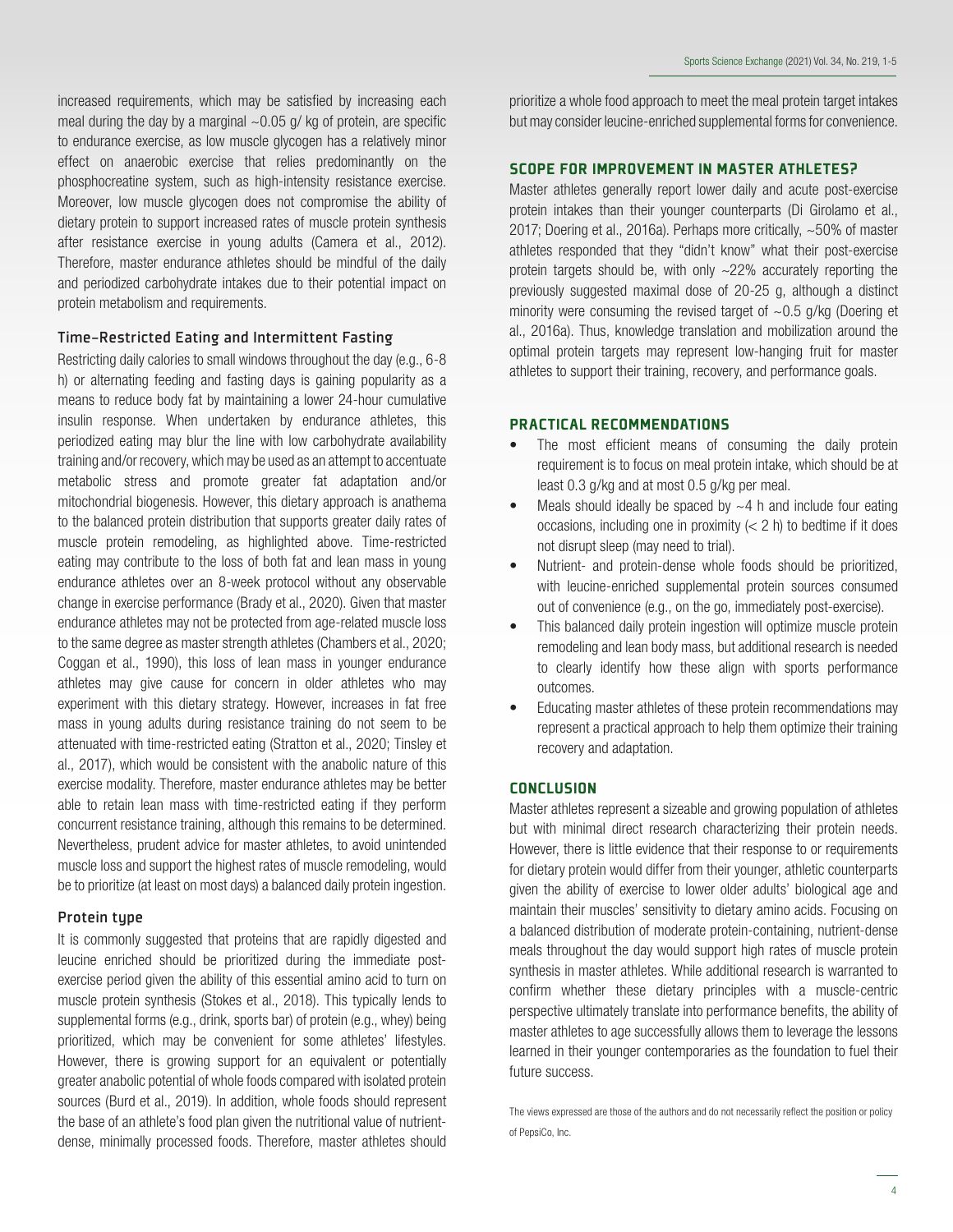increased requirements, which may be satisfied by increasing each meal during the day by a marginal ~0.05 g/ kg of protein, are specific to endurance exercise, as low muscle glycogen has a relatively minor effect on anaerobic exercise that relies predominantly on the phosphocreatine system, such as high-intensity resistance exercise. Moreover, low muscle glycogen does not compromise the ability of dietary protein to support increased rates of muscle protein synthesis after resistance exercise in young adults (Camera et al., 2012). Therefore, master endurance athletes should be mindful of the daily and periodized carbohydrate intakes due to their potential impact on protein metabolism and requirements.

### Time-Restricted Eating and Intermittent Fasting

Restricting daily calories to small windows throughout the day (e.g., 6-8 h) or alternating feeding and fasting days is gaining popularity as a means to reduce body fat by maintaining a lower 24-hour cumulative insulin response. When undertaken by endurance athletes, this periodized eating may blur the line with low carbohydrate availability training and/or recovery, which may be used as an attempt to accentuate metabolic stress and promote greater fat adaptation and/or mitochondrial biogenesis. However, this dietary approach is anathema to the balanced protein distribution that supports greater daily rates of muscle protein remodeling, as highlighted above. Time-restricted eating may contribute to the loss of both fat and lean mass in young endurance athletes over an 8-week protocol without any observable change in exercise performance (Brady et al., 2020). Given that master endurance athletes may not be protected from age-related muscle loss to the same degree as master strength athletes (Chambers et al., 2020; Coggan et al., 1990), this loss of lean mass in younger endurance athletes may give cause for concern in older athletes who may experiment with this dietary strategy. However, increases in fat free mass in young adults during resistance training do not seem to be attenuated with time-restricted eating (Stratton et al., 2020; Tinsley et al., 2017), which would be consistent with the anabolic nature of this exercise modality. Therefore, master endurance athletes may be better able to retain lean mass with time-restricted eating if they perform concurrent resistance training, although this remains to be determined. Nevertheless, prudent advice for master athletes, to avoid unintended muscle loss and support the highest rates of muscle remodeling, would be to prioritize (at least on most days) a balanced daily protein ingestion.

### Protein type

It is commonly suggested that proteins that are rapidly digested and leucine enriched should be prioritized during the immediate post-exercise period given the ability of this essential amino acid to turn on muscle protein synthesis (Stokes et al., 2018). This typically lends to supplemental forms (e.g., drink, sports bar) of protein (e.g., whey) being prioritized, which may be convenient for some athletes' lifestyles. However, there is growing support for an equivalent or potentially greater anabolic potential of whole foods compared with isolated protein sources (Burd et al., 2019). In addition, whole foods should represent the base of an athlete's food plan given the nutritional value of nutrient-dense, minimally processed foods. Therefore, master athletes should prioritize a whole food approach to meet the meal protein target intakes but may consider leucine-enriched supplemental forms for convenience.

## SCOPE FOR IMPROVEMENT IN MASTER ATHLETES?

Master athletes generally report lower daily and acute post-exercise protein intakes than their younger counterparts (Di Girolamo et al., 2017; Doering et al., 2016a). Perhaps more critically, ~50% of master athletes responded that they "didn't know" what their post-exercise protein targets should be, with only ~22% accurately reporting the previously suggested maximal dose of 20-25 g, although a distinct minority were consuming the revised target of ~0.5 g/kg (Doering et al., 2016a). Thus, knowledge translation and mobilization around the optimal protein targets may represent low-hanging fruit for master athletes to support their training, recovery, and performance goals.

## PRACTICAL RECOMMENDATIONS

- The most efficient means of consuming the daily protein requirement is to focus on meal protein intake, which should be at least 0.3 g/kg and at most 0.5 g/kg per meal.
- Meals should ideally be spaced by ~4 h and include four eating occasions, including one in proximity (< 2 h) to bedtime if it does not disrupt sleep (may need to trial).
- Nutrient- and protein-dense whole foods should be prioritized, with leucine-enriched supplemental protein sources consumed out of convenience (e.g., on the go, immediately post-exercise).
- This balanced daily protein ingestion will optimize muscle protein remodeling and lean body mass, but additional research is needed to clearly identify how these align with sports performance outcomes.
- Educating master athletes of these protein recommendations may represent a practical approach to help them optimize their training recovery and adaptation.

## CONCLUSION

Master athletes represent a sizeable and growing population of athletes but with minimal direct research characterizing their protein needs. However, there is little evidence that their response to or requirements for dietary protein would differ from their younger, athletic counterparts given the ability of exercise to lower older adults' biological age and maintain their muscles' sensitivity to dietary amino acids. Focusing on a balanced distribution of moderate protein-containing, nutrient-dense meals throughout the day would support high rates of muscle protein synthesis in master athletes. While additional research is warranted to confirm whether these dietary principles with a muscle-centric perspective ultimately translate into performance benefits, the ability of master athletes to age successfully allows them to leverage the lessons learned in their younger contemporaries as the foundation to fuel their future success.

The views expressed are those of the authors and do not necessarily reflect the position or policy of PepsiCo, Inc.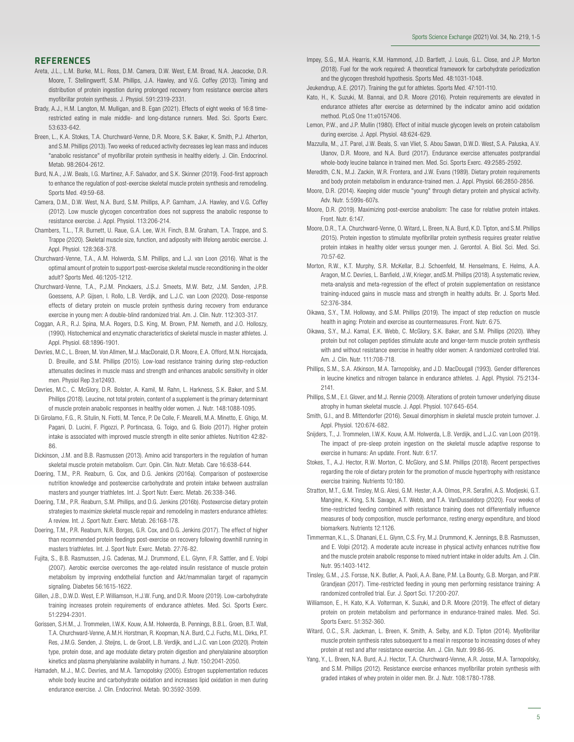## REFERENCES

Areta, J.L., L.M. Burke, M.L. Ross, D.M. Camera, D.W. West, E.M. Broad, N.A. Jeacocke, D.R. Moore, T. Stellingwerff, S.M. Phillips, J.A. Hawley, and V.G. Coffey (2013). Timing and distribution of protein ingestion during prolonged recovery from resistance exercise alters myofibrillar protein synthesis. J. Physiol. 591:2319-2331.

Brady, A.J., H.M. Langton, M. Mulligan, and B. Egan (2021). Effects of eight weeks of 16:8 time-restricted eating in male middle- and long-distance runners. Med. Sci. Sports Exerc. 53:633-642.

Breen, L., K.A. Stokes, T.A. Churchward-Venne, D.R. Moore, S.K. Baker, K. Smith, P.J. Atherton, and S.M. Phillips (2013). Two weeks of reduced activity decreases leg lean mass and induces "anabolic resistance" of myofibrillar protein synthesis in healthy elderly. J. Clin. Endocrinol. Metab. 98:2604-2612.

Burd, N.A., J.W. Beals, I.G. Martinez, A.F. Salvador, and S.K. Skinner (2019). Food-first approach to enhance the regulation of post-exercise skeletal muscle protein synthesis and remodeling. Sports Med. 49:59-68.

Camera, D.M., D.W. West, N.A. Burd, S.M. Phillips, A.P. Garnham, J.A. Hawley, and V.G. Coffey (2012). Low muscle glycogen concentration does not suppress the anabolic response to resistance exercise. J. Appl. Physiol. 113:206-214.

Chambers, T.L., T.R. Burnett, U. Raue, G.A. Lee, W.H. Finch, B.M. Graham, T.A. Trappe, and S. Trappe (2020). Skeletal muscle size, function, and adiposity with lifelong aerobic exercise. J. Appl. Physiol. 128:368-378.

Churchward-Venne, T.A., A.M. Holwerda, S.M. Phillips, and L.J. van Loon (2016). What is the optimal amount of protein to support post-exercise skeletal muscle reconditioning in the older adult? Sports Med. 46:1205-1212.

Churchward-Venne, T.A., P.J.M. Pinckaers, J.S.J. Smeets, M.W. Betz, J.M. Senden, J.P.B. Goessens, A.P. Gijsen, I. Rollo, L.B. Verdijk, and L.J.C. van Loon (2020). Dose-response effects of dietary protein on muscle protein synthesis during recovery from endurance exercise in young men: A double-blind randomized trial. Am. J. Clin. Nutr. 112:303-317.

Coggan, A.R., R.J. Spina, M.A. Rogers, D.S. King, M. Brown, P.M. Nemeth, and J.O. Holloszy, (1990). Histochemical and enzymatic characteristics of skeletal muscle in master athletes. J. Appl. Physiol. 68:1896-1901.

Devries, M.C., L. Breen, M. Von Allmen, M.J. MacDonald, D.R. Moore, E.A. Offord, M.N. Horcajada, D. Breuille, and S.M. Phillips (2015). Low-load resistance training during step-reduction attenuates declines in muscle mass and strength and enhances anabolic sensitivity in older men. Physiol Rep 3:e12493.

Devries, M.C., C. McGlory, D.R. Bolster, A. Kamil, M. Rahn, L. Harkness, S.K. Baker, and S.M. Phillips (2018). Leucine, not total protein, content of a supplement is the primary determinant of muscle protein anabolic responses in healthy older women. J. Nutr. 148:1088-1095.

Di Girolamo, F.G., R. Situlin, N. Fiotti, M. Tence, P. De Colle, F. Mearelli, M.A. Minetto, E. Ghigo, M. Pagani, D. Lucini, F. Pigozzi, P. Portincasa, G. Toigo, and G. Biolo (2017). Higher protein intake is associated with improved muscle strength in elite senior athletes. Nutrition 42:82-86.

Dickinson, J.M. and B.B. Rasmussen (2013). Amino acid transporters in the regulation of human skeletal muscle protein metabolism. Curr. Opin. Clin. Nutr. Metab. Care 16:638-644.

Doering, T.M., P.R. Reaburn, G. Cox, and D.G. Jenkins (2016a). Comparison of postexercise nutrition knowledge and postexercise carbohydrate and protein intake between australian masters and younger triathletes. Int. J. Sport Nutr. Exerc. Metab. 26:338-346.

Doering, T.M., P.R. Reaburn, S.M. Phillips, and D.G. Jenkins (2016b). Postexercise dietary protein strategies to maximize skeletal muscle repair and remodeling in masters endurance athletes: A review. Int. J. Sport Nutr. Exerc. Metab. 26:168-178.

Doering, T.M., P.R. Reaburn, N.R. Borges, G.R. Cox, and D.G. Jenkins (2017). The effect of higher than recommended protein feedings post-exercise on recovery following downhill running in masters triathletes. Int. J. Sport Nutr. Exerc. Metab. 27:76-82.

Fujita, S., B.B. Rasmussen, J.G. Cadenas, M.J. Drummond, E.L. Glynn, F.R. Sattler, and E. Volpi (2007). Aerobic exercise overcomes the age-related insulin resistance of muscle protein metabolism by improving endothelial function and Akt/mammalian target of rapamycin signaling. Diabetes 56:1615-1622.

Gillen, J.B., D.W.D. West, E.P. Williamson, H.J.W. Fung, and D.R. Moore (2019). Low-carbohydrate training increases protein requirements of endurance athletes. Med. Sci. Sports Exerc. 51:2294-2301.

Gorissen, S.H.M., J. Trommelen, I.W.K. Kouw, A.M. Holwerda, B. Pennings, B.B.L. Groen, B.T. Wall, T.A. Churchward-Venne, A.M.H. Horstman, R. Koopman, N.A. Burd, C.J. Fuchs, M.L. Dirks, P.T. Res, J.M.G. Senden, J. Steijns, L. de Groot, L.B. Verdijk, and L.J.C. van Loon (2020). Protein type, protein dose, and age modulate dietary protein digestion and phenylalanine absorption kinetics and plasma phenylalanine availability in humans. J. Nutr. 150:2041-2050.

Hamadeh, M.J., M.C. Devries, and M.A. Tarnopolsky (2005). Estrogen supplementation reduces whole body leucine and carbohydrate oxidation and increases lipid oxidation in men during endurance exercise. J. Clin. Endocrinol. Metab. 90:3592-3599.

Impey, S.G., M.A. Hearris, K.M. Hammond, J.D. Bartlett, J. Louis, G.L. Close, and J.P. Morton (2018). Fuel for the work required: A theoretical framework for carbohydrate periodization and the glycogen threshold hypothesis. Sports Med. 48:1031-1048.

Jeukendrup, A.E. (2017). Training the gut for athletes. Sports Med. 47:101-110.

Kato, H., K. Suzuki, M. Bannai, and D.R. Moore (2016). Protein requirements are elevated in endurance athletes after exercise as determined by the indicator amino acid oxidation method. PLoS One 11:e0157406.

Lemon, P.W., and J.P. Mullin (1980). Effect of initial muscle glycogen levels on protein catabolism during exercise. J. Appl. Physiol. 48:624-629.

Mazzulla, M., J.T. Parel, J.W. Beals, S. van Vliet, S. Abou Sawan, D.W.D. West, S.A. Paluska, A.V. Ulanov, D.R. Moore, and N.A. Burd (2017). Endurance exercise attenuates postprandial whole-body leucine balance in trained men. Med. Sci. Sports Exerc. 49:2585-2592.

Meredith, C.N., M.J. Zackin, W.R. Frontera, and J.W. Evans (1989). Dietary protein requirements and body protein metabolism in endurance-trained men. J. Appl. Physiol. 66:2850-2856.

Moore, D.R. (2014). Keeping older muscle "young" through dietary protein and physical activity. Adv. Nutr. 5:599s-607s.

Moore, D.R. (2019). Maximizing post-exercise anabolism: The case for relative protein intakes. Front. Nutr. 6:147.

Moore, D.R., T.A. Churchward-Venne, O. Witard, L. Breen, N.A. Burd, K.D. Tipton, and S.M. Phillips (2015). Protein ingestion to stimulate myofibrillar protein synthesis requires greater relative protein intakes in healthy older versus younger men. J. Gerontol. A. Biol. Sci. Med. Sci. 70:57-62.

Morton, R.W., K.T. Murphy, S.R. McKellar, B.J. Schoenfeld, M. Henselmans, E. Helms, A.A. Aragon, M.C. Devries, L. Banfield, J.W, Krieger, andS.M. Phillips (2018). A systematic review, meta-analysis and meta-regression of the effect of protein supplementation on resistance training-induced gains in muscle mass and strength in healthy adults. Br. J. Sports Med. 52:376-384.

Oikawa, S.Y., T.M. Holloway, and S.M. Phillips (2019). The impact of step reduction on muscle health in aging: Protein and exercise as countermeasures. Front. Nutr. 6:75.

Oikawa, S.Y., M.J. Kamal, E.K. Webb, C. McGlory, S.K. Baker, and S.M. Phillips (2020). Whey protein but not collagen peptides stimulate acute and longer-term muscle protein synthesis with and without resistance exercise in healthy older women: A randomized controlled trial. Am. J. Clin. Nutr. 111:708-718.

Phillips, S.M., S.A. Atkinson, M.A. Tarnopolsky, and J.D. MacDougall (1993). Gender differences in leucine kinetics and nitrogen balance in endurance athletes. J. Appl. Physiol. 75:2134-2141.

Phillips, S.M., E.I. Glover, and M.J. Rennie (2009). Alterations of protein turnover underlying disuse atrophy in human skeletal muscle. J. Appl. Physiol. 107:645-654.

Smith, G.I., and B. Mittendorfer (2016). Sexual dimorphism in skeletal muscle protein turnover. J. Appl. Physiol. 120:674-682.

Snijders, T., J. Trommelen, I.W.K. Kouw, A.M. Holwerda, L.B. Verdijk, and L.J.C. van Loon (2019). The impact of pre-sleep protein ingestion on the skeletal muscle adaptive response to exercise in humans: An update. Front. Nutr. 6:17.

Stokes, T., A.J. Hector, R.W. Morton, C. McGlory, and S.M. Phillips (2018). Recent perspectives regarding the role of dietary protein for the promotion of muscle hypertrophy with resistance exercise training. Nutrients 10:180.

Stratton, M.T., G.M. Tinsley, M.G. Alesi, G.M. Hester, A.A. Olmos, P.R. Serafini, A.S. Modjeski, G.T. Mangine, K. King, S.N. Savage, A.T. Webb, and T.A. VanDusseldorp (2020). Four weeks of time-restricted feeding combined with resistance training does not differentially influence measures of body composition, muscle performance, resting energy expenditure, and blood biomarkers. Nutrients 12:1126.

Timmerman, K.L., S. Dhanani, E.L. Glynn, C.S. Fry, M.J. Drummond, K. Jennings, B.B. Rasmussen, and E. Volpi (2012). A moderate acute increase in physical activity enhances nutritive flow and the muscle protein anabolic response to mixed nutrient intake in older adults. Am. J. Clin. Nutr. 95:1403-1412.

Tinsley, G.M., J.S. Forsse, N.K. Butler, A. Paoli, A.A. Bane, P.M. La Bounty, G.B. Morgan, and P.W. Grandjean (2017). Time-restricted feeding in young men performing resistance training: A randomized controlled trial. Eur. J. Sport Sci. 17:200-207.

Williamson, E., H. Kato, K.A. Volterman, K. Suzuki, and D.R. Moore (2019). The effect of dietary protein on protein metabolism and performance in endurance-trained males. Med. Sci. Sports Exerc. 51:352-360.

Witard, O.C., S.R. Jackman, L. Breen, K. Smith, A. Selby, and K.D. Tipton (2014). Myofibrillar muscle protein synthesis rates subsequent to a meal in response to increasing doses of whey protein at rest and after resistance exercise. Am. J. Clin. Nutr. 99:86-95.

Yang, Y., L. Breen, N.A. Burd, A.J. Hector, T.A. Churchward-Venne, A.R. Josse, M.A. Tarnopolsky, and S.M. Phillips (2012). Resistance exercise enhances myofibrillar protein synthesis with graded intakes of whey protein in older men. Br. J. Nutr. 108:1780-1788.